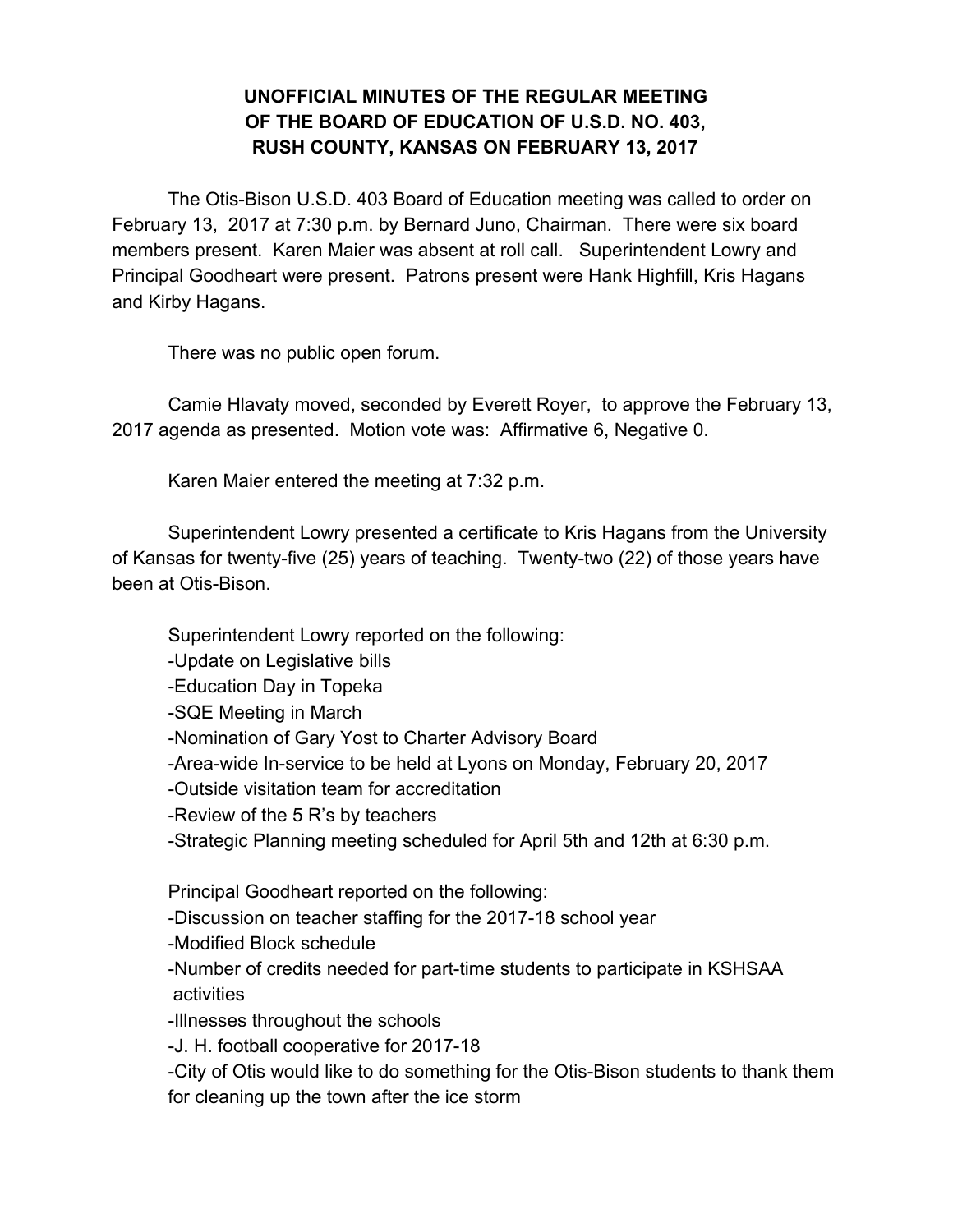# UNOFFICIAL MINUTES OF THE REGULAR MEETING OF THE BOARD OF EDUCATION OF U.S.D. NO. 403, RUSH COUNTY, KANSAS ON FEBRUARY 13, 2017

The Otis-Bison U.S.D. 403 Board of Education meeting was called to order on February 13, 2017 at 7:30 p.m. by Bernard Juno, Chairman. There were six board members present. Karen Maier was absent at roll call. Superintendent Lowry and Principal Goodheart were present. Patrons present were Hank Highfill, Kris Hagans and Kirby Hagans.

There was no public open forum.

Camie Hlavaty moved, seconded by Everett Royer, to approve the February 13, 2017 agenda as presented. Motion vote was: Affirmative 6, Negative 0.

Karen Maier entered the meeting at 7:32 p.m.

Superintendent Lowry presented a certificate to Kris Hagans from the University of Kansas for twenty-five (25) years of teaching. Twenty-two (22) of those years have been at Otis-Bison.

Superintendent Lowry reported on the following:

- Update on Legislative bills
- Education Day in Topeka
- SQE Meeting in March
- Nomination of Gary Yost to Charter Advisory Board
- Area-wide In-service to be held at Lyons on Monday, February 20, 2017
- Outside visitation team for accreditation
- Review of the 5 R's by teachers
- Strategic Planning meeting scheduled for April 5th and 12th at 6:30 p.m.

Principal Goodheart reported on the following:

- Discussion on teacher staffing for the 2017-18 school year
- Modified Block schedule
- Number of credits needed for part-time students to participate in KSHSAA activities
- Illnesses throughout the schools
- J. H. football cooperative for 2017-18
- City of Otis would like to do something for the Otis-Bison students to thank them for cleaning up the town after the ice storm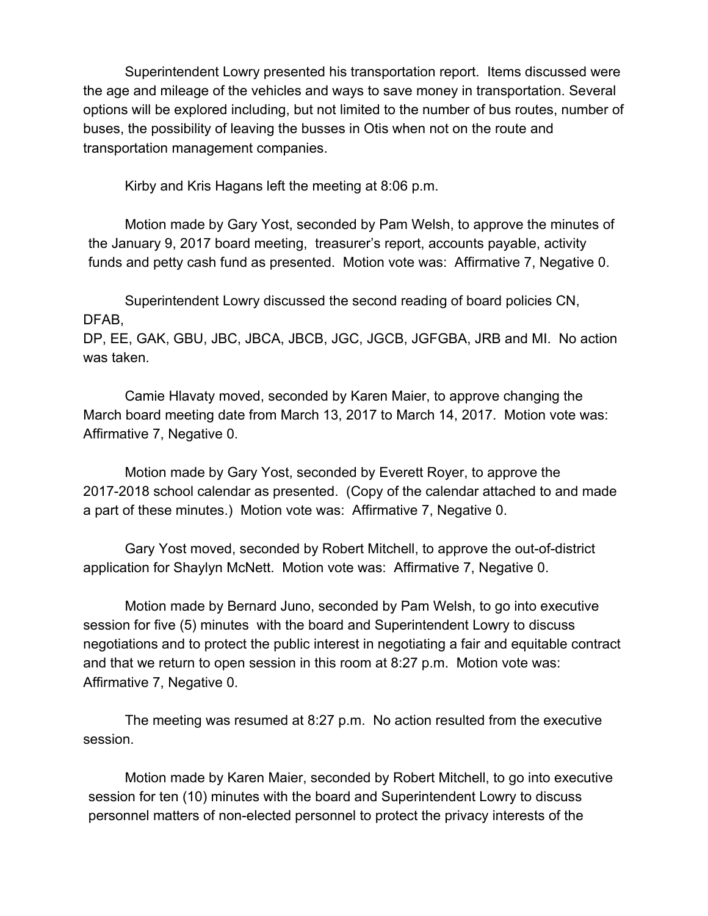Superintendent Lowry presented his transportation report. Items discussed were the age and mileage of the vehicles and ways to save money in transportation. Several options will be explored including, but not limited to the number of bus routes, number of buses, the possibility of leaving the busses in Otis when not on the route and transportation management companies.

Kirby and Kris Hagans left the meeting at 8:06 p.m.

Motion made by Gary Yost, seconded by Pam Welsh, to approve the minutes of the January 9, 2017 board meeting, treasurer's report, accounts payable, activity funds and petty cash fund as presented. Motion vote was: Affirmative 7, Negative 0.

Superintendent Lowry discussed the second reading of board policies CN, DFAB,
DP, EE, GAK, GBU, JBC, JBCA, JBCB, JGC, JGCB, JGFGBA, JRB and MI. No action was taken.

Camie Hlavaty moved, seconded by Karen Maier, to approve changing the March board meeting date from March 13, 2017 to March 14, 2017. Motion vote was: Affirmative 7, Negative 0.

Motion made by Gary Yost, seconded by Everett Royer, to approve the 2017-2018 school calendar as presented. (Copy of the calendar attached to and made a part of these minutes.) Motion vote was: Affirmative 7, Negative 0.

Gary Yost moved, seconded by Robert Mitchell, to approve the out-of-district application for Shaylyn McNett. Motion vote was: Affirmative 7, Negative 0.

Motion made by Bernard Juno, seconded by Pam Welsh, to go into executive session for five (5) minutes with the board and Superintendent Lowry to discuss negotiations and to protect the public interest in negotiating a fair and equitable contract and that we return to open session in this room at 8:27 p.m. Motion vote was: Affirmative 7, Negative 0.

The meeting was resumed at 8:27 p.m. No action resulted from the executive session.

Motion made by Karen Maier, seconded by Robert Mitchell, to go into executive session for ten (10) minutes with the board and Superintendent Lowry to discuss personnel matters of non-elected personnel to protect the privacy interests of the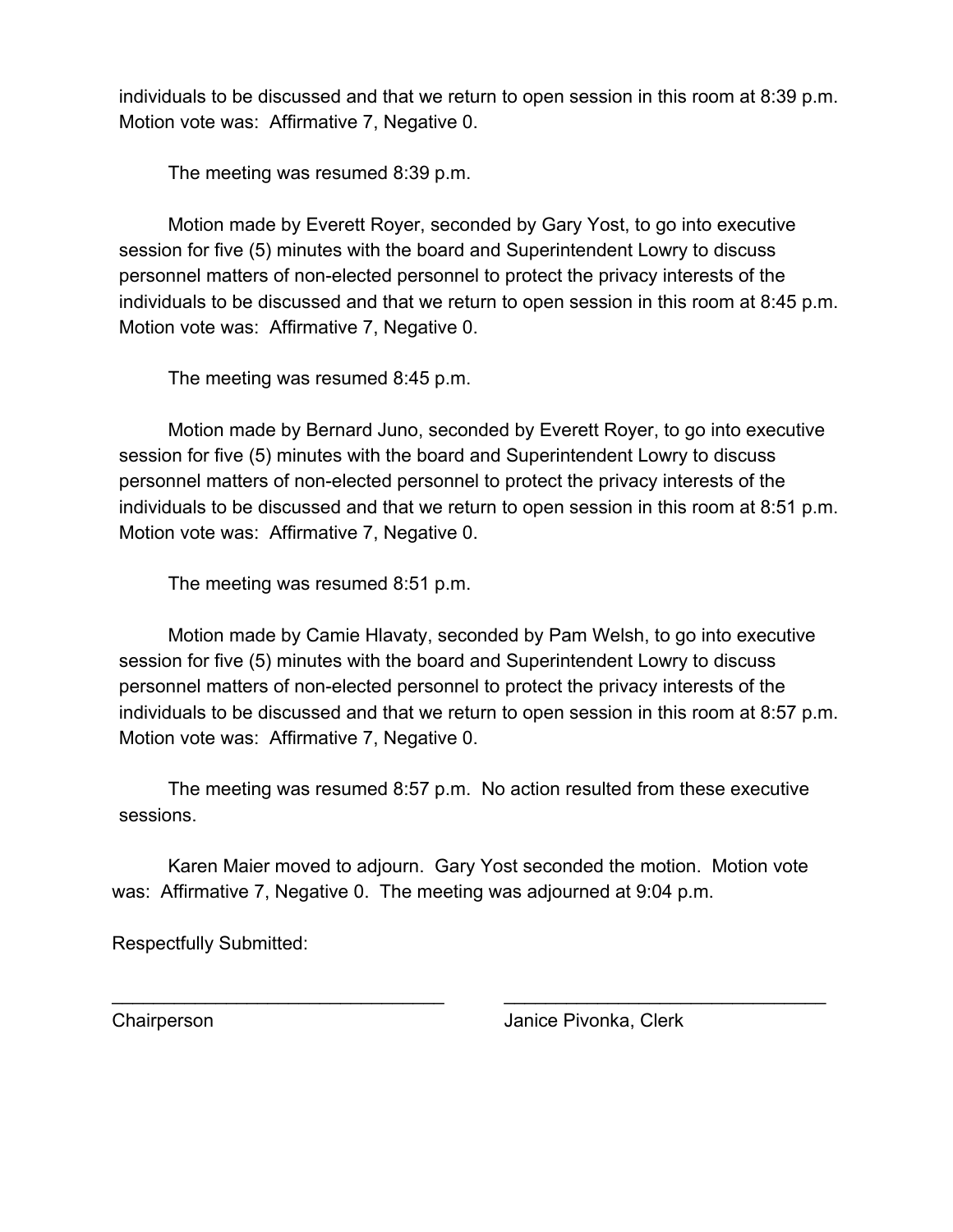individuals to be discussed and that we return to open session in this room at 8:39 p.m. Motion vote was: Affirmative 7, Negative 0.

The meeting was resumed 8:39 p.m.

Motion made by Everett Royer, seconded by Gary Yost, to go into executive session for five (5) minutes with the board and Superintendent Lowry to discuss personnel matters of non-elected personnel to protect the privacy interests of the individuals to be discussed and that we return to open session in this room at 8:45 p.m. Motion vote was: Affirmative 7, Negative 0.

The meeting was resumed 8:45 p.m.

Motion made by Bernard Juno, seconded by Everett Royer, to go into executive session for five (5) minutes with the board and Superintendent Lowry to discuss personnel matters of non-elected personnel to protect the privacy interests of the individuals to be discussed and that we return to open session in this room at 8:51 p.m. Motion vote was: Affirmative 7, Negative 0.

The meeting was resumed 8:51 p.m.

Motion made by Camie Hlavaty, seconded by Pam Welsh, to go into executive session for five (5) minutes with the board and Superintendent Lowry to discuss personnel matters of non-elected personnel to protect the privacy interests of the individuals to be discussed and that we return to open session in this room at 8:57 p.m. Motion vote was: Affirmative 7, Negative 0.

The meeting was resumed 8:57 p.m. No action resulted from these executive sessions.

Karen Maier moved to adjourn. Gary Yost seconded the motion. Motion vote was: Affirmative 7, Negative 0. The meeting was adjourned at 9:04 p.m.

Respectfully Submitted:

_________________________________ _________________________________

Chairperson Janice Pivonka, Clerk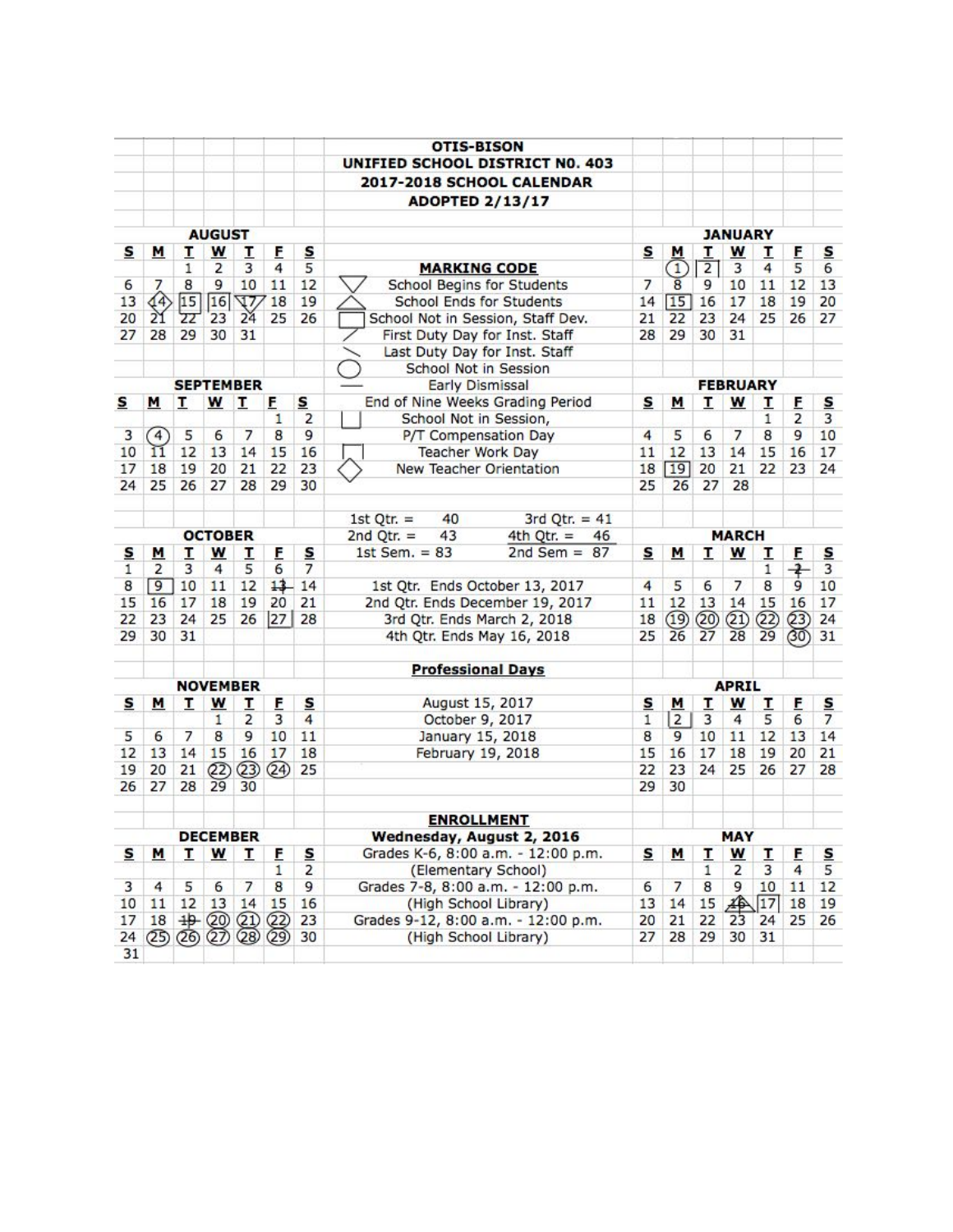# OTIS-BISON
## UNIFIED SCHOOL DISTRICT NO. 403
## 2017-2018 SCHOOL CALENDAR
### ADOPTED 2/13/17

**AUGUST**

| S | M | T | W | T | F | S |
|---|---|---|---|---|---|---|
| | | 1 | 2 | 3 | 4 | 5 |
| 6 | 7 | 8 | 9 | 10 | 11 | 12 |
| 13 | 14 | 15 | 16 | 17 | 18 | 19 |
| 20 | 21 | 22 | 23 | 24 | 25 | 26 |
| 27 | 28 | 29 | 30 | 31 | | |

**SEPTEMBER**

| S | M | T | W | T | F | S |
|---|---|---|---|---|---|---|
| | | | | | 1 | 2 |
| 3 | 4 | 5 | 6 | 7 | 8 | 9 |
| 10 | 11 | 12 | 13 | 14 | 15 | 16 |
| 17 | 18 | 19 | 20 | 21 | 22 | 23 |
| 24 | 25 | 26 | 27 | 28 | 29 | 30 |

**OCTOBER**

| S | M | T | W | T | F | S |
|---|---|---|---|---|---|---|
| 1 | 2 | 3 | 4 | 5 | 6 | 7 |
| 8 | 9 | 10 | 11 | 12 | 13 | 14 |
| 15 | 16 | 17 | 18 | 19 | 20 | 21 |
| 22 | 23 | 24 | 25 | 26 | 27 | 28 |
| 29 | 30 | 31 | | | | |

**NOVEMBER**

| S | M | T | W | T | F | S |
|---|---|---|---|---|---|---|
| | | | 1 | 2 | 3 | 4 |
| 5 | 6 | 7 | 8 | 9 | 10 | 11 |
| 12 | 13 | 14 | 15 | 16 | 17 | 18 |
| 19 | 20 | 21 | 22 | 23 | 24 | 25 |
| 26 | 27 | 28 | 29 | 30 | | |

**DECEMBER**

| S | M | T | W | T | F | S |
|---|---|---|---|---|---|---|
| | | | | | 1 | 2 |
| 3 | 4 | 5 | 6 | 7 | 8 | 9 |
| 10 | 11 | 12 | 13 | 14 | 15 | 16 |
| 17 | 18 | 19 | 20 | 21 | 22 | 23 |
| 24 | 25 | 26 | 27 | 28 | 29 | 30 |
| 31 | | | | | | |

**MARKING CODE**

- School Begins for Students
- School Ends for Students
- School Not in Session, Staff Dev.
- First Duty Day for Inst. Staff
- Last Duty Day for Inst. Staff
- School Not in Session
- Early Dismissal
- End of Nine Weeks Grading Period
- School Not in Session, P/T Compensation Day
- Teacher Work Day
- New Teacher Orientation

| | | | |
|---|---|---|---|
| 1st Qtr. = | 40 | 3rd Qtr. = | 41 |
| 2nd Qtr. = | 43 | 4th Qtr. = | 46 |
| 1st Sem. = | 83 | 2nd Sem = | 87 |

1st Qtr. Ends October 13, 2017
2nd Qtr. Ends December 19, 2017
3rd Qtr. Ends March 2, 2018
4th Qtr. Ends May 16, 2018

**Professional Days**

August 15, 2017
October 9, 2017
January 15, 2018
February 19, 2018

**ENROLLMENT**

**Wednesday, August 2, 2016**

Grades K-6, 8:00 a.m. - 12:00 p.m.
(Elementary School)
Grades 7-8, 8:00 a.m. - 12:00 p.m.
(High School Library)
Grades 9-12, 8:00 a.m. - 12:00 p.m.
(High School Library)

**JANUARY**

| S | M | T | W | T | F | S |
|---|---|---|---|---|---|---|
| | 1 | 2 | 3 | 4 | 5 | 6 |
| 7 | 8 | 9 | 10 | 11 | 12 | 13 |
| 14 | 15 | 16 | 17 | 18 | 19 | 20 |
| 21 | 22 | 23 | 24 | 25 | 26 | 27 |
| 28 | 29 | 30 | 31 | | | |

**FEBRUARY**

| S | M | T | W | T | F | S |
|---|---|---|---|---|---|---|
| | | | | 1 | 2 | 3 |
| 4 | 5 | 6 | 7 | 8 | 9 | 10 |
| 11 | 12 | 13 | 14 | 15 | 16 | 17 |
| 18 | 19 | 20 | 21 | 22 | 23 | 24 |
| 25 | 26 | 27 | 28 | | | |

**MARCH**

| S | M | T | W | T | F | S |
|---|---|---|---|---|---|---|
| | | | | 1 | 2 | 3 |
| 4 | 5 | 6 | 7 | 8 | 9 | 10 |
| 11 | 12 | 13 | 14 | 15 | 16 | 17 |
| 18 | 19 | 20 | 21 | 22 | 23 | 24 |
| 25 | 26 | 27 | 28 | 29 | 30 | 31 |

**APRIL**

| S | M | T | W | T | F | S |
|---|---|---|---|---|---|---|
| 1 | 2 | 3 | 4 | 5 | 6 | 7 |
| 8 | 9 | 10 | 11 | 12 | 13 | 14 |
| 15 | 16 | 17 | 18 | 19 | 20 | 21 |
| 22 | 23 | 24 | 25 | 26 | 27 | 28 |
| 29 | 30 | | | | | |

**MAY**

| S | M | T | W | T | F | S |
|---|---|---|---|---|---|---|
| | | 1 | 2 | 3 | 4 | 5 |
| 6 | 7 | 8 | 9 | 10 | 11 | 12 |
| 13 | 14 | 15 | 16 | 17 | 18 | 19 |
| 20 | 21 | 22 | 23 | 24 | 25 | 26 |
| 27 | 28 | 29 | 30 | 31 | | |